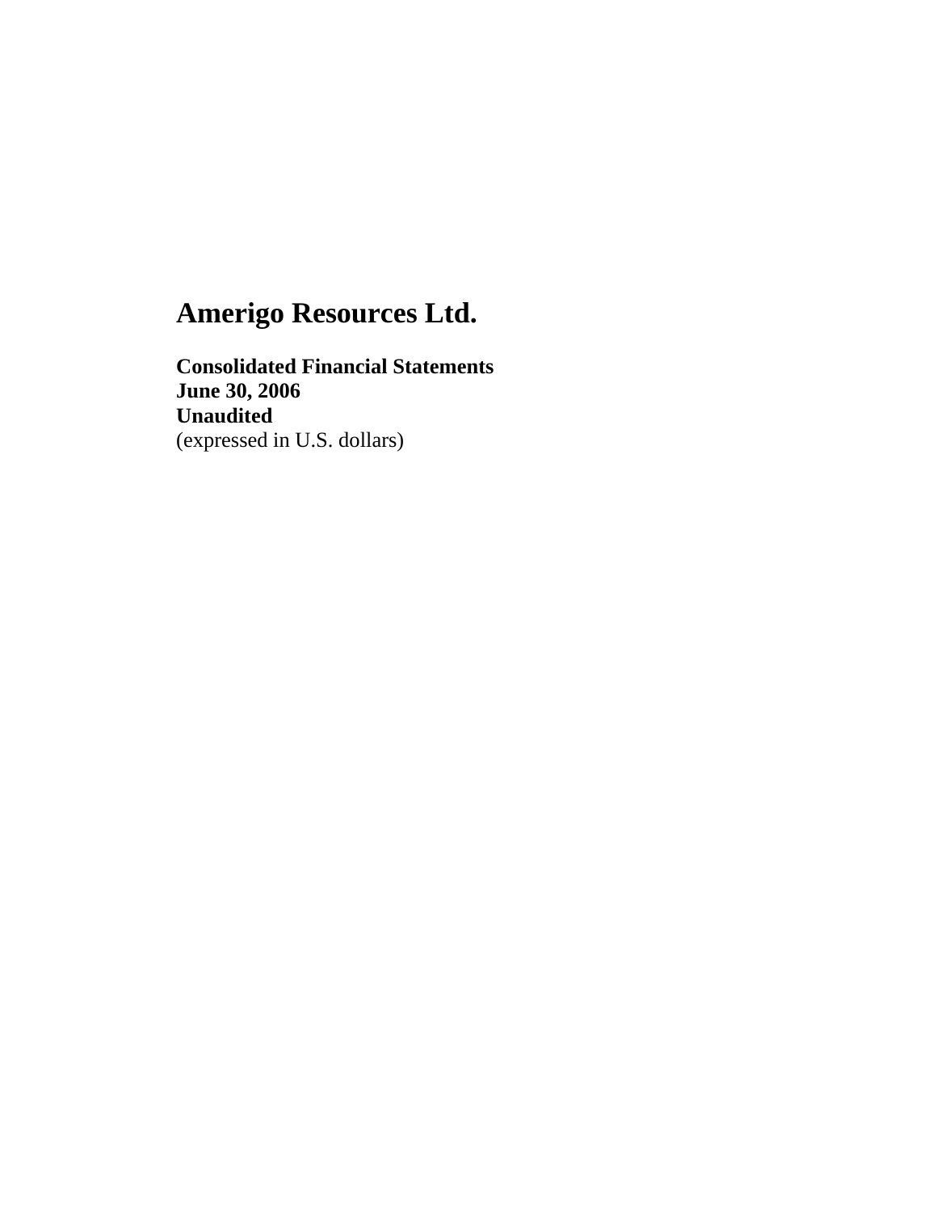# Amerigo Resources Ltd.

**Consolidated Financial Statements**
**June 30, 2006**
**Unaudited**
(expressed in U.S. dollars)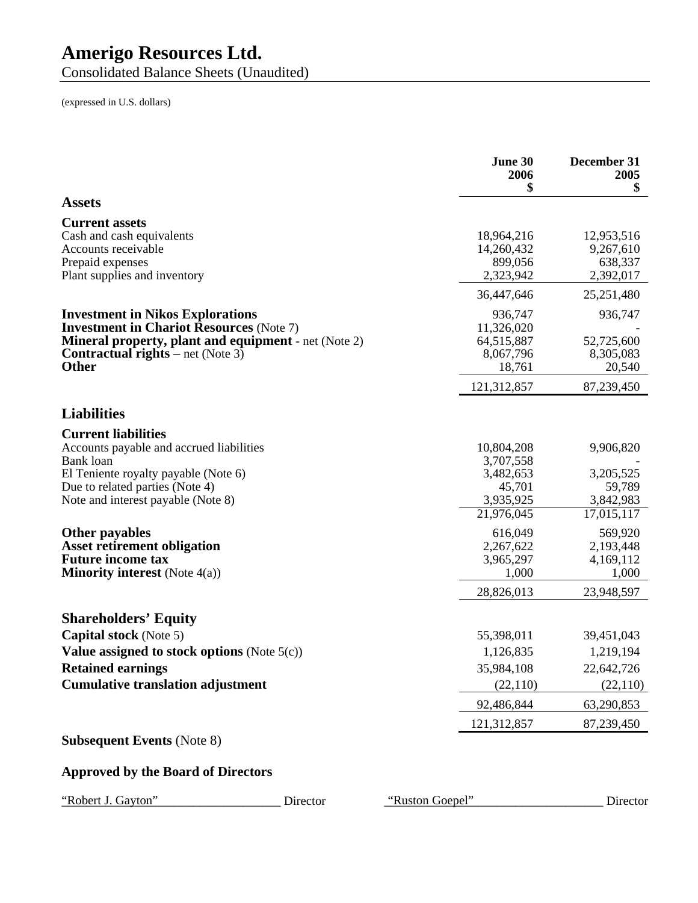# Amerigo Resources Ltd.

Consolidated Balance Sheets (Unaudited)

(expressed in U.S. dollars)

| | June 30 2006 $ | December 31 2005 $ |
|---|---|---|
| **Assets** | | |
| **Current assets** | | |
| Cash and cash equivalents | 18,964,216 | 12,953,516 |
| Accounts receivable | 14,260,432 | 9,267,610 |
| Prepaid expenses | 899,056 | 638,337 |
| Plant supplies and inventory | 2,323,942 | 2,392,017 |
| | 36,447,646 | 25,251,480 |
| **Investment in Nikos Explorations** | 936,747 | 936,747 |
| **Investment in Chariot Resources** (Note 7) | 11,326,020 | - |
| **Mineral property, plant and equipment** - net (Note 2) | 64,515,887 | 52,725,600 |
| **Contractual rights** – net (Note 3) | 8,067,796 | 8,305,083 |
| **Other** | 18,761 | 20,540 |
| | 121,312,857 | 87,239,450 |
| **Liabilities** | | |
| **Current liabilities** | | |
| Accounts payable and accrued liabilities | 10,804,208 | 9,906,820 |
| Bank loan | 3,707,558 | - |
| El Teniente royalty payable (Note 6) | 3,482,653 | 3,205,525 |
| Due to related parties (Note 4) | 45,701 | 59,789 |
| Note and interest payable (Note 8) | 3,935,925 | 3,842,983 |
| | 21,976,045 | 17,015,117 |
| **Other payables** | 616,049 | 569,920 |
| **Asset retirement obligation** | 2,267,622 | 2,193,448 |
| **Future income tax** | 3,965,297 | 4,169,112 |
| **Minority interest** (Note 4(a)) | 1,000 | 1,000 |
| | 28,826,013 | 23,948,597 |
| **Shareholders' Equity** | | |
| **Capital stock** (Note 5) | 55,398,011 | 39,451,043 |
| **Value assigned to stock options** (Note 5(c)) | 1,126,835 | 1,219,194 |
| **Retained earnings** | 35,984,108 | 22,642,726 |
| **Cumulative translation adjustment** | (22,110) | (22,110) |
| | 92,486,844 | 63,290,853 |
| | 121,312,857 | 87,239,450 |

**Subsequent Events** (Note 8)

**Approved by the Board of Directors**

"Robert J. Gayton" Director "Ruston Goepel" Director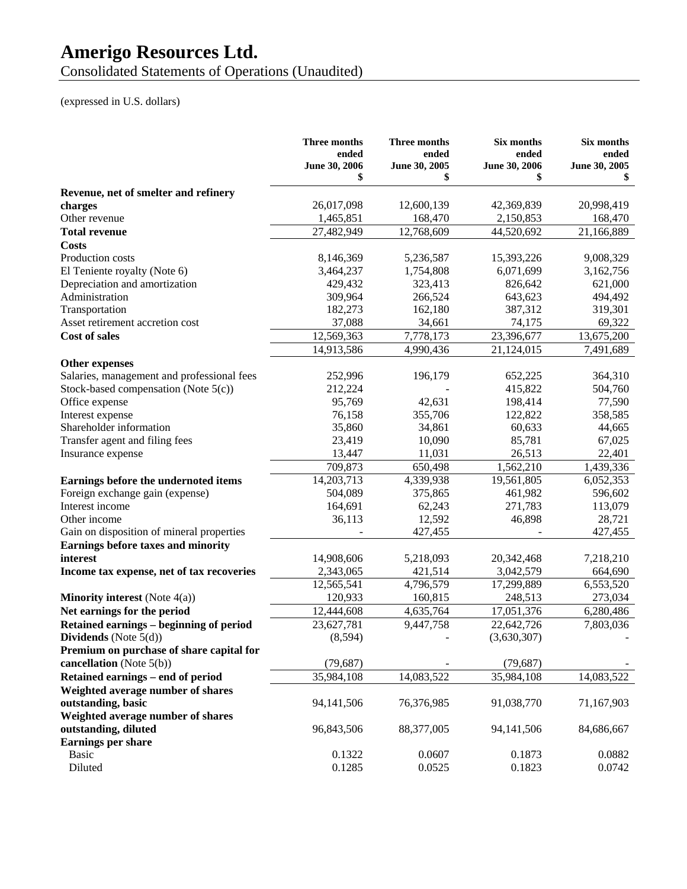# Amerigo Resources Ltd.

Consolidated Statements of Operations (Unaudited)

(expressed in U.S. dollars)

| | Three months ended June 30, 2006 $ | Three months ended June 30, 2005 $ | Six months ended June 30, 2006 $ | Six months ended June 30, 2005 $ |
|---|---|---|---|---|
| **Revenue, net of smelter and refinery charges** | 26,017,098 | 12,600,139 | 42,369,839 | 20,998,419 |
| Other revenue | 1,465,851 | 168,470 | 2,150,853 | 168,470 |
| **Total revenue** | 27,482,949 | 12,768,609 | 44,520,692 | 21,166,889 |
| **Costs** | | | | |
| Production costs | 8,146,369 | 5,236,587 | 15,393,226 | 9,008,329 |
| El Teniente royalty (Note 6) | 3,464,237 | 1,754,808 | 6,071,699 | 3,162,756 |
| Depreciation and amortization | 429,432 | 323,413 | 826,642 | 621,000 |
| Administration | 309,964 | 266,524 | 643,623 | 494,492 |
| Transportation | 182,273 | 162,180 | 387,312 | 319,301 |
| Asset retirement accretion cost | 37,088 | 34,661 | 74,175 | 69,322 |
| **Cost of sales** | 12,569,363 | 7,778,173 | 23,396,677 | 13,675,200 |
| | 14,913,586 | 4,990,436 | 21,124,015 | 7,491,689 |
| **Other expenses** | | | | |
| Salaries, management and professional fees | 252,996 | 196,179 | 652,225 | 364,310 |
| Stock-based compensation (Note 5(c)) | 212,224 | - | 415,822 | 504,760 |
| Office expense | 95,769 | 42,631 | 198,414 | 77,590 |
| Interest expense | 76,158 | 355,706 | 122,822 | 358,585 |
| Shareholder information | 35,860 | 34,861 | 60,633 | 44,665 |
| Transfer agent and filing fees | 23,419 | 10,090 | 85,781 | 67,025 |
| Insurance expense | 13,447 | 11,031 | 26,513 | 22,401 |
| | 709,873 | 650,498 | 1,562,210 | 1,439,336 |
| **Earnings before the undernoted items** | 14,203,713 | 4,339,938 | 19,561,805 | 6,052,353 |
| Foreign exchange gain (expense) | 504,089 | 375,865 | 461,982 | 596,602 |
| Interest income | 164,691 | 62,243 | 271,783 | 113,079 |
| Other income | 36,113 | 12,592 | 46,898 | 28,721 |
| Gain on disposition of mineral properties | - | 427,455 | - | 427,455 |
| **Earnings before taxes and minority interest** | 14,908,606 | 5,218,093 | 20,342,468 | 7,218,210 |
| **Income tax expense, net of tax recoveries** | 2,343,065 | 421,514 | 3,042,579 | 664,690 |
| | 12,565,541 | 4,796,579 | 17,299,889 | 6,553,520 |
| **Minority interest** (Note 4(a)) | 120,933 | 160,815 | 248,513 | 273,034 |
| **Net earnings for the period** | 12,444,608 | 4,635,764 | 17,051,376 | 6,280,486 |
| **Retained earnings – beginning of period** | 23,627,781 | 9,447,758 | 22,642,726 | 7,803,036 |
| **Dividends** (Note 5(d)) | (8,594) | - | (3,630,307) | - |
| **Premium on purchase of share capital for cancellation** (Note 5(b)) | (79,687) | - | (79,687) | - |
| **Retained earnings – end of period** | 35,984,108 | 14,083,522 | 35,984,108 | 14,083,522 |
| **Weighted average number of shares outstanding, basic** | 94,141,506 | 76,376,985 | 91,038,770 | 71,167,903 |
| **Weighted average number of shares outstanding, diluted** | 96,843,506 | 88,377,005 | 94,141,506 | 84,686,667 |
| **Earnings per share** | | | | |
| Basic | 0.1322 | 0.0607 | 0.1873 | 0.0882 |
| Diluted | 0.1285 | 0.0525 | 0.1823 | 0.0742 |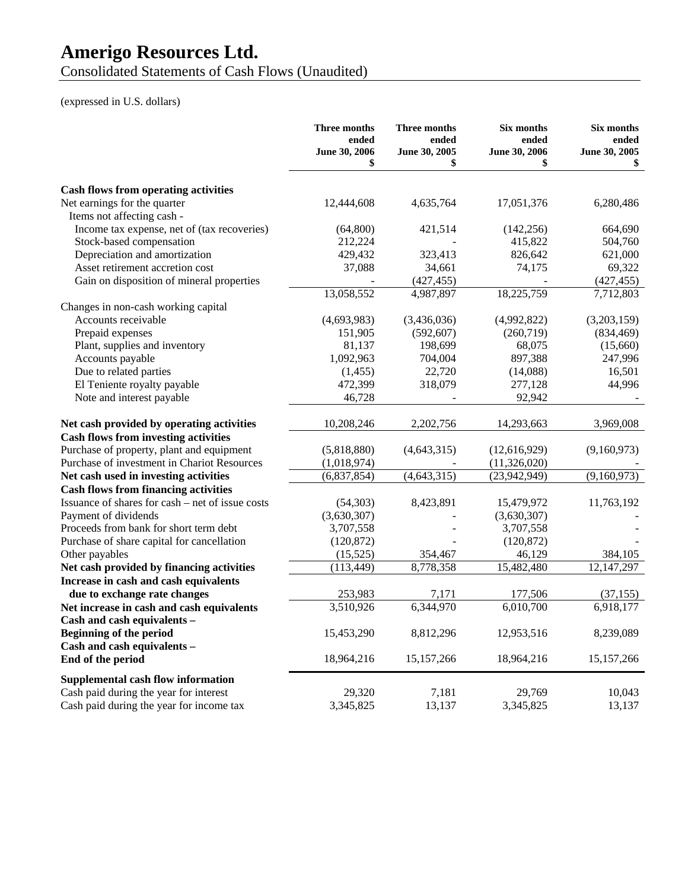# Amerigo Resources Ltd.

Consolidated Statements of Cash Flows (Unaudited)

(expressed in U.S. dollars)

| | Three months ended June 30, 2006 $ | Three months ended June 30, 2005 $ | Six months ended June 30, 2006 $ | Six months ended June 30, 2005 $ |
|---|---|---|---|---|
| **Cash flows from operating activities** | | | | |
| Net earnings for the quarter | 12,444,608 | 4,635,764 | 17,051,376 | 6,280,486 |
| Items not affecting cash - | | | | |
| Income tax expense, net of (tax recoveries) | (64,800) | 421,514 | (142,256) | 664,690 |
| Stock-based compensation | 212,224 | - | 415,822 | 504,760 |
| Depreciation and amortization | 429,432 | 323,413 | 826,642 | 621,000 |
| Asset retirement accretion cost | 37,088 | 34,661 | 74,175 | 69,322 |
| Gain on disposition of mineral properties | - | (427,455) | - | (427,455) |
| | 13,058,552 | 4,987,897 | 18,225,759 | 7,712,803 |
| Changes in non-cash working capital | | | | |
| Accounts receivable | (4,693,983) | (3,436,036) | (4,992,822) | (3,203,159) |
| Prepaid expenses | 151,905 | (592,607) | (260,719) | (834,469) |
| Plant, supplies and inventory | 81,137 | 198,699 | 68,075 | (15,660) |
| Accounts payable | 1,092,963 | 704,004 | 897,388 | 247,996 |
| Due to related parties | (1,455) | 22,720 | (14,088) | 16,501 |
| El Teniente royalty payable | 472,399 | 318,079 | 277,128 | 44,996 |
| Note and interest payable | 46,728 | - | 92,942 | - |
| **Net cash provided by operating activities** | 10,208,246 | 2,202,756 | 14,293,663 | 3,969,008 |
| **Cash flows from investing activities** | | | | |
| Purchase of property, plant and equipment | (5,818,880) | (4,643,315) | (12,616,929) | (9,160,973) |
| Purchase of investment in Chariot Resources | (1,018,974) | - | (11,326,020) | - |
| **Net cash used in investing activities** | (6,837,854) | (4,643,315) | (23,942,949) | (9,160,973) |
| **Cash flows from financing activities** | | | | |
| Issuance of shares for cash – net of issue costs | (54,303) | 8,423,891 | 15,479,972 | 11,763,192 |
| Payment of dividends | (3,630,307) | - | (3,630,307) | - |
| Proceeds from bank for short term debt | 3,707,558 | - | 3,707,558 | - |
| Purchase of share capital for cancellation | (120,872) | - | (120,872) | - |
| Other payables | (15,525) | 354,467 | 46,129 | 384,105 |
| **Net cash provided by financing activities** | (113,449) | 8,778,358 | 15,482,480 | 12,147,297 |
| **Increase in cash and cash equivalents due to exchange rate changes** | 253,983 | 7,171 | 177,506 | (37,155) |
| **Net increase in cash and cash equivalents** | 3,510,926 | 6,344,970 | 6,010,700 | 6,918,177 |
| **Cash and cash equivalents – Beginning of the period** | 15,453,290 | 8,812,296 | 12,953,516 | 8,239,089 |
| **Cash and cash equivalents – End of the period** | 18,964,216 | 15,157,266 | 18,964,216 | 15,157,266 |
| **Supplemental cash flow information** | | | | |
| Cash paid during the year for interest | 29,320 | 7,181 | 29,769 | 10,043 |
| Cash paid during the year for income tax | 3,345,825 | 13,137 | 3,345,825 | 13,137 |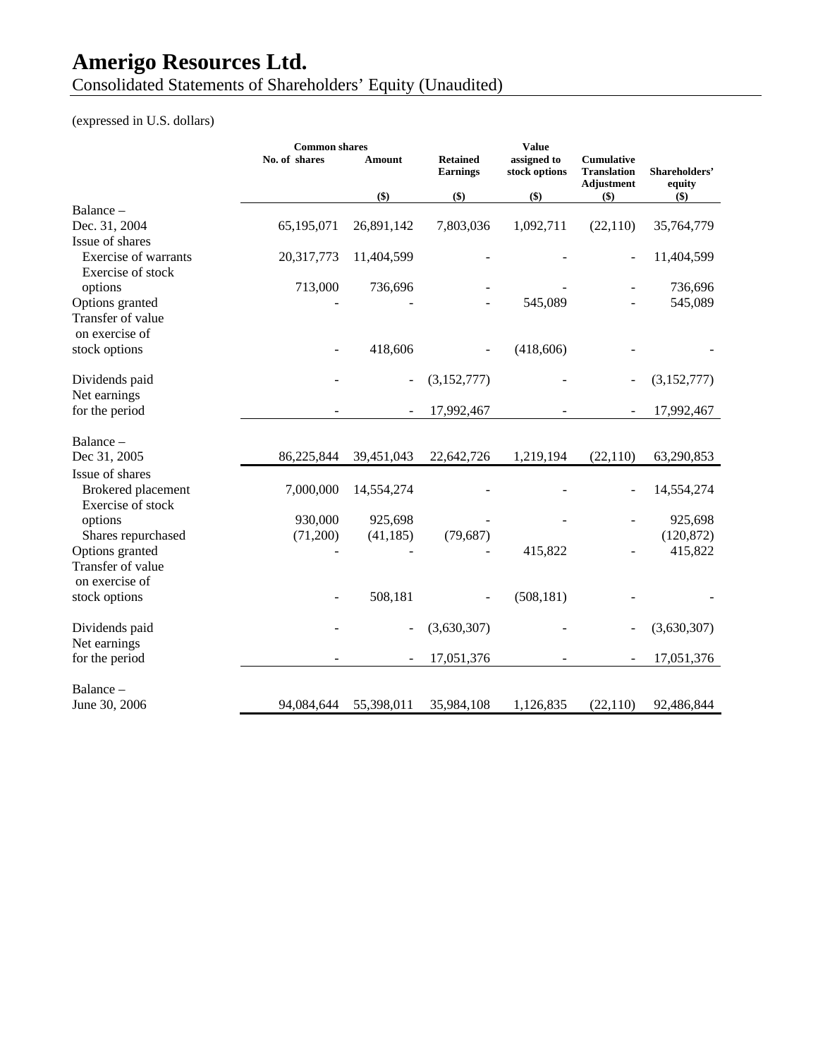# Amerigo Resources Ltd.

Consolidated Statements of Shareholders' Equity (Unaudited)

(expressed in U.S. dollars)

| | Common shares | | Retained Earnings | Value assigned to stock options | Cumulative Translation Adjustment | Shareholders' equity |
|---|---|---|---|---|---|---|
| | No. of shares | Amount ($) | ($) | ($) | ($) | ($) |
| Balance – Dec. 31, 2004 | 65,195,071 | 26,891,142 | 7,803,036 | 1,092,711 | (22,110) | 35,764,779 |
| Issue of shares | | | | | | |
| Exercise of warrants | 20,317,773 | 11,404,599 | - | - | - | 11,404,599 |
| Exercise of stock options | 713,000 | 736,696 | - | - | - | 736,696 |
| Options granted | - | - | - | 545,089 | - | 545,089 |
| Transfer of value on exercise of stock options | - | 418,606 | - | (418,606) | - | - |
| Dividends paid | - | - | (3,152,777) | - | - | (3,152,777) |
| Net earnings for the period | - | - | 17,992,467 | - | - | 17,992,467 |
| Balance – Dec 31, 2005 | 86,225,844 | 39,451,043 | 22,642,726 | 1,219,194 | (22,110) | 63,290,853 |
| Issue of shares | | | | | | |
| Brokered placement | 7,000,000 | 14,554,274 | - | - | - | 14,554,274 |
| Exercise of stock options | 930,000 | 925,698 | - | - | - | 925,698 |
| Shares repurchased | (71,200) | (41,185) | (79,687) | | | (120,872) |
| Options granted | - | - | - | 415,822 | - | 415,822 |
| Transfer of value on exercise of stock options | - | 508,181 | - | (508,181) | - | - |
| Dividends paid | - | - | (3,630,307) | - | - | (3,630,307) |
| Net earnings for the period | - | - | 17,051,376 | - | - | 17,051,376 |
| Balance – June 30, 2006 | 94,084,644 | 55,398,011 | 35,984,108 | 1,126,835 | (22,110) | 92,486,844 |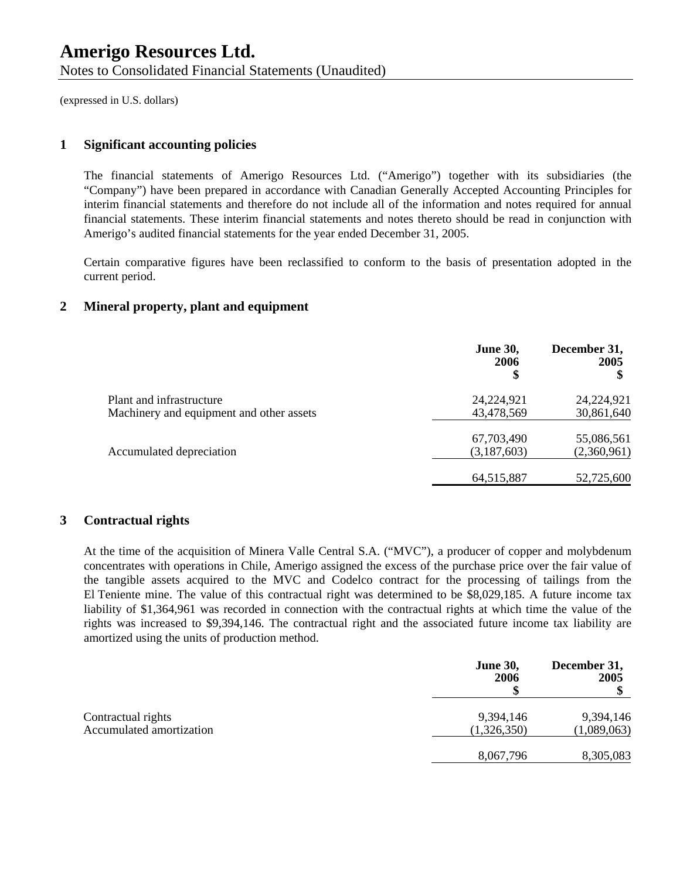# Amerigo Resources Ltd.

Notes to Consolidated Financial Statements (Unaudited)

(expressed in U.S. dollars)

## 1 Significant accounting policies

The financial statements of Amerigo Resources Ltd. ("Amerigo") together with its subsidiaries (the "Company") have been prepared in accordance with Canadian Generally Accepted Accounting Principles for interim financial statements and therefore do not include all of the information and notes required for annual financial statements. These interim financial statements and notes thereto should be read in conjunction with Amerigo's audited financial statements for the year ended December 31, 2005.

Certain comparative figures have been reclassified to conform to the basis of presentation adopted in the current period.

## 2 Mineral property, plant and equipment

| | June 30, 2006 $ | December 31, 2005 $ |
|---|---|---|
| Plant and infrastructure | 24,224,921 | 24,224,921 |
| Machinery and equipment and other assets | 43,478,569 | 30,861,640 |
| | 67,703,490 | 55,086,561 |
| Accumulated depreciation | (3,187,603) | (2,360,961) |
| | 64,515,887 | 52,725,600 |

## 3 Contractual rights

At the time of the acquisition of Minera Valle Central S.A. ("MVC"), a producer of copper and molybdenum concentrates with operations in Chile, Amerigo assigned the excess of the purchase price over the fair value of the tangible assets acquired to the MVC and Codelco contract for the processing of tailings from the El Teniente mine. The value of this contractual right was determined to be $8,029,185. A future income tax liability of $1,364,961 was recorded in connection with the contractual rights at which time the value of the rights was increased to $9,394,146. The contractual right and the associated future income tax liability are amortized using the units of production method.

| | June 30, 2006 $ | December 31, 2005 $ |
|---|---|---|
| Contractual rights | 9,394,146 | 9,394,146 |
| Accumulated amortization | (1,326,350) | (1,089,063) |
| | 8,067,796 | 8,305,083 |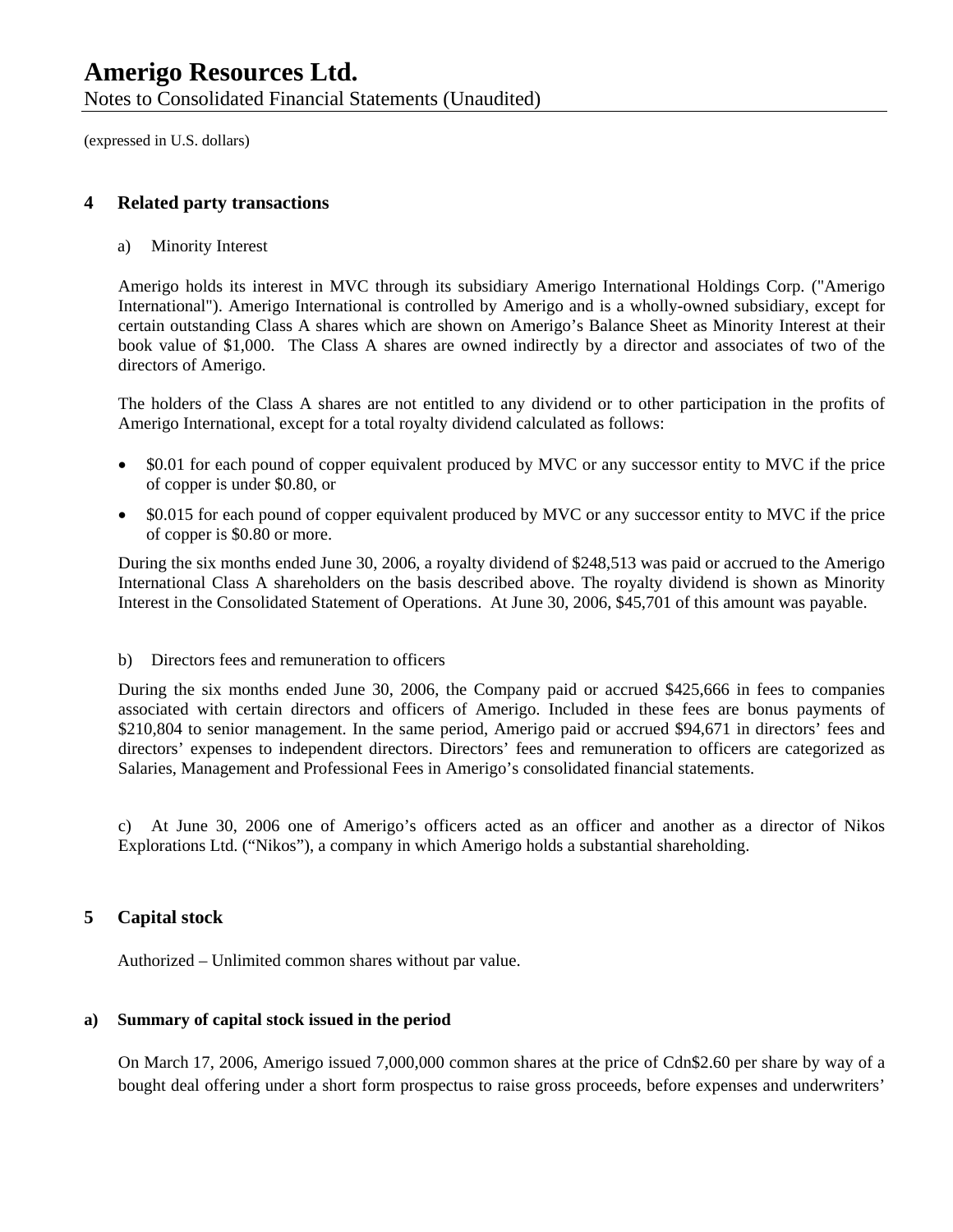## 4 Related party transactions

a) Minority Interest

Amerigo holds its interest in MVC through its subsidiary Amerigo International Holdings Corp. ("Amerigo International"). Amerigo International is controlled by Amerigo and is a wholly-owned subsidiary, except for certain outstanding Class A shares which are shown on Amerigo's Balance Sheet as Minority Interest at their book value of $1,000. The Class A shares are owned indirectly by a director and associates of two of the directors of Amerigo.

The holders of the Class A shares are not entitled to any dividend or to other participation in the profits of Amerigo International, except for a total royalty dividend calculated as follows:

- $0.01 for each pound of copper equivalent produced by MVC or any successor entity to MVC if the price of copper is under $0.80, or
- $0.015 for each pound of copper equivalent produced by MVC or any successor entity to MVC if the price of copper is $0.80 or more.

During the six months ended June 30, 2006, a royalty dividend of $248,513 was paid or accrued to the Amerigo International Class A shareholders on the basis described above. The royalty dividend is shown as Minority Interest in the Consolidated Statement of Operations. At June 30, 2006, $45,701 of this amount was payable.

b) Directors fees and remuneration to officers

During the six months ended June 30, 2006, the Company paid or accrued $425,666 in fees to companies associated with certain directors and officers of Amerigo. Included in these fees are bonus payments of $210,804 to senior management. In the same period, Amerigo paid or accrued $94,671 in directors' fees and directors' expenses to independent directors. Directors' fees and remuneration to officers are categorized as Salaries, Management and Professional Fees in Amerigo's consolidated financial statements.

c) At June 30, 2006 one of Amerigo's officers acted as an officer and another as a director of Nikos Explorations Ltd. ("Nikos"), a company in which Amerigo holds a substantial shareholding.

## 5 Capital stock

Authorized – Unlimited common shares without par value.

### a) Summary of capital stock issued in the period

On March 17, 2006, Amerigo issued 7,000,000 common shares at the price of Cdn$2.60 per share by way of a bought deal offering under a short form prospectus to raise gross proceeds, before expenses and underwriters'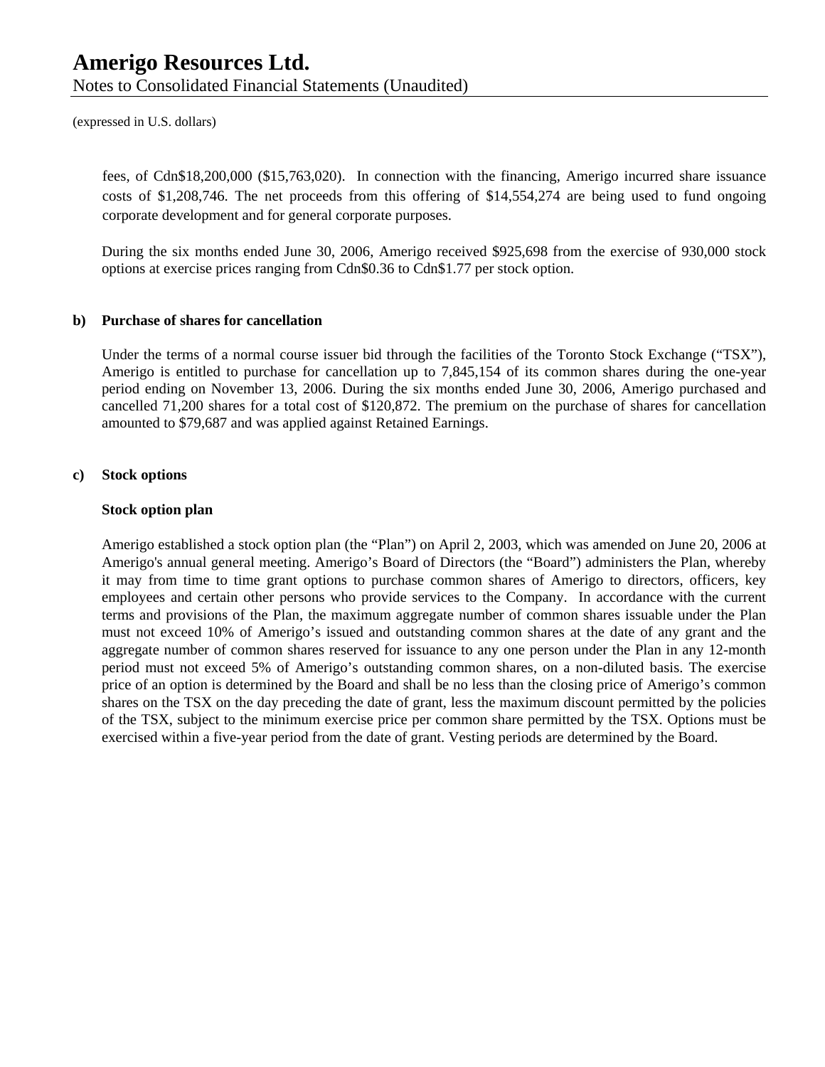fees, of Cdn$18,200,000 ($15,763,020). In connection with the financing, Amerigo incurred share issuance costs of $1,208,746. The net proceeds from this offering of $14,554,274 are being used to fund ongoing corporate development and for general corporate purposes.

During the six months ended June 30, 2006, Amerigo received $925,698 from the exercise of 930,000 stock options at exercise prices ranging from Cdn$0.36 to Cdn$1.77 per stock option.

**b) Purchase of shares for cancellation**

Under the terms of a normal course issuer bid through the facilities of the Toronto Stock Exchange ("TSX"), Amerigo is entitled to purchase for cancellation up to 7,845,154 of its common shares during the one-year period ending on November 13, 2006. During the six months ended June 30, 2006, Amerigo purchased and cancelled 71,200 shares for a total cost of $120,872. The premium on the purchase of shares for cancellation amounted to $79,687 and was applied against Retained Earnings.

**c) Stock options**

**Stock option plan**

Amerigo established a stock option plan (the "Plan") on April 2, 2003, which was amended on June 20, 2006 at Amerigo's annual general meeting. Amerigo's Board of Directors (the "Board") administers the Plan, whereby it may from time to time grant options to purchase common shares of Amerigo to directors, officers, key employees and certain other persons who provide services to the Company. In accordance with the current terms and provisions of the Plan, the maximum aggregate number of common shares issuable under the Plan must not exceed 10% of Amerigo's issued and outstanding common shares at the date of any grant and the aggregate number of common shares reserved for issuance to any one person under the Plan in any 12-month period must not exceed 5% of Amerigo's outstanding common shares, on a non-diluted basis. The exercise price of an option is determined by the Board and shall be no less than the closing price of Amerigo's common shares on the TSX on the day preceding the date of grant, less the maximum discount permitted by the policies of the TSX, subject to the minimum exercise price per common share permitted by the TSX. Options must be exercised within a five-year period from the date of grant. Vesting periods are determined by the Board.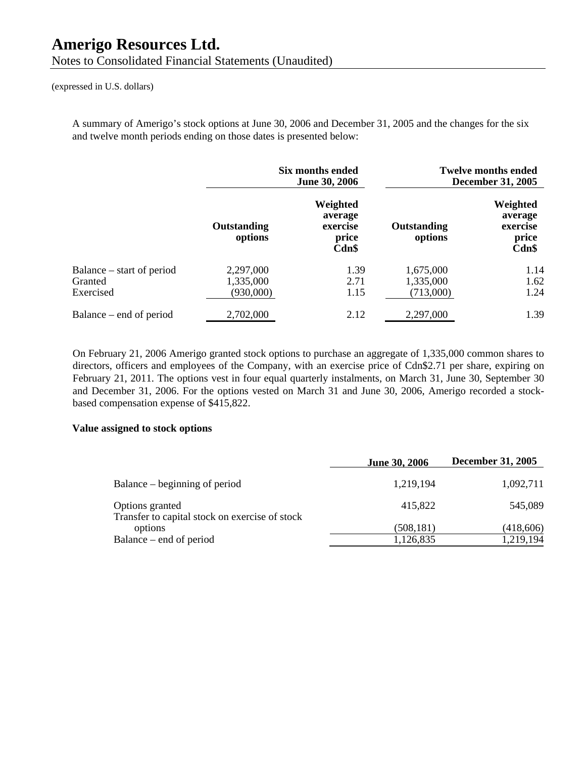# Amerigo Resources Ltd.

Notes to Consolidated Financial Statements (Unaudited)

(expressed in U.S. dollars)

A summary of Amerigo's stock options at June 30, 2006 and December 31, 2005 and the changes for the six and twelve month periods ending on those dates is presented below:

| | Six months ended June 30, 2006 | | Twelve months ended December 31, 2005 | |
|---|---|---|---|---|
| | **Outstanding options** | **Weighted average exercise price Cdn$** | **Outstanding options** | **Weighted average exercise price Cdn$** |
| Balance – start of period | 2,297,000 | 1.39 | 1,675,000 | 1.14 |
| Granted | 1,335,000 | 2.71 | 1,335,000 | 1.62 |
| Exercised | (930,000) | 1.15 | (713,000) | 1.24 |
| Balance – end of period | 2,702,000 | 2.12 | 2,297,000 | 1.39 |

On February 21, 2006 Amerigo granted stock options to purchase an aggregate of 1,335,000 common shares to directors, officers and employees of the Company, with an exercise price of Cdn$2.71 per share, expiring on February 21, 2011. The options vest in four equal quarterly instalments, on March 31, June 30, September 30 and December 31, 2006. For the options vested on March 31 and June 30, 2006, Amerigo recorded a stock-based compensation expense of $415,822.

**Value assigned to stock options**

| | June 30, 2006 | December 31, 2005 |
|---|---|---|
| Balance – beginning of period | 1,219,194 | 1,092,711 |
| Options granted | 415,822 | 545,089 |
| Transfer to capital stock on exercise of stock options | (508,181) | (418,606) |
| Balance – end of period | 1,126,835 | 1,219,194 |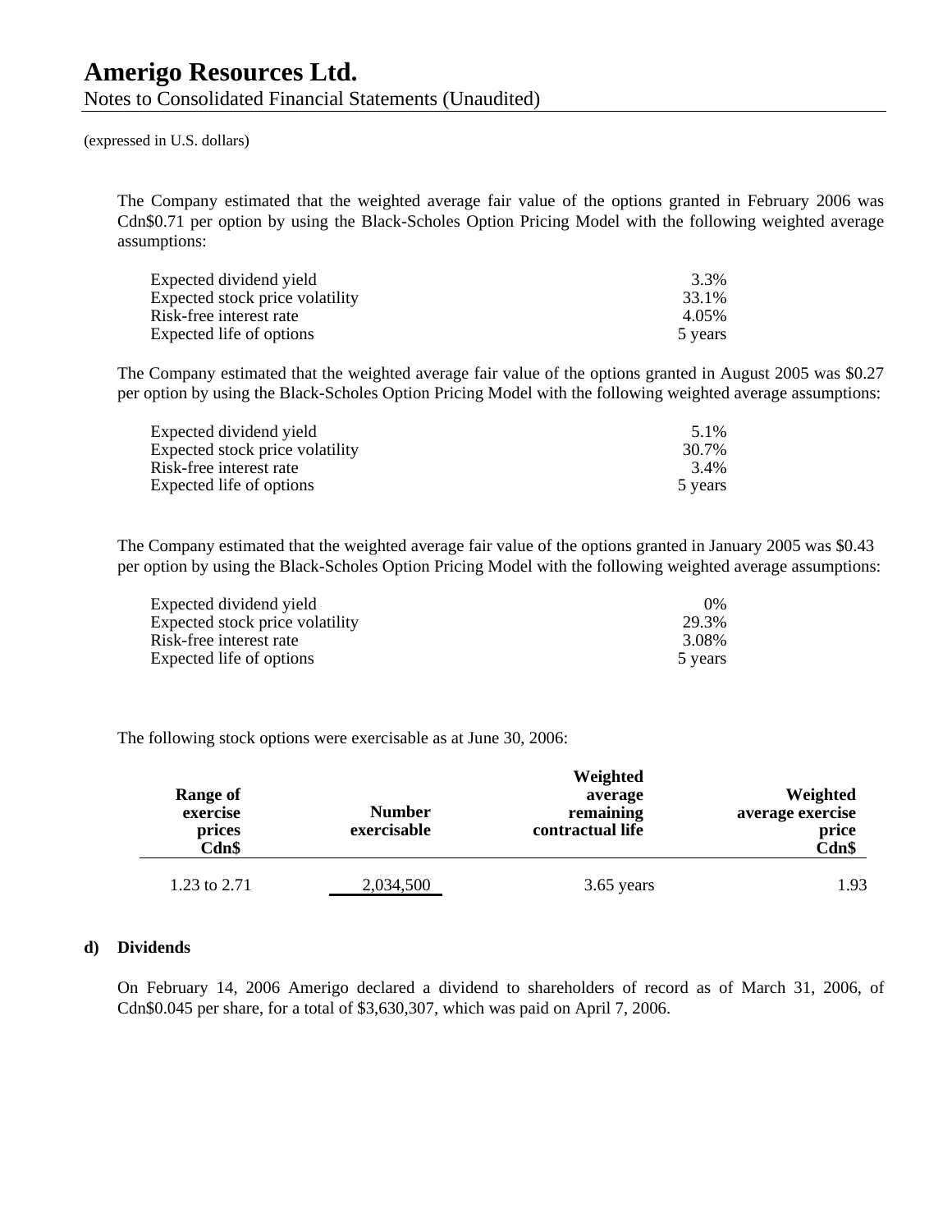(expressed in U.S. dollars)

The Company estimated that the weighted average fair value of the options granted in February 2006 was Cdn$0.71 per option by using the Black-Scholes Option Pricing Model with the following weighted average assumptions:

| | |
|---|---|
| Expected dividend yield | 3.3% |
| Expected stock price volatility | 33.1% |
| Risk-free interest rate | 4.05% |
| Expected life of options | 5 years |

The Company estimated that the weighted average fair value of the options granted in August 2005 was $0.27 per option by using the Black-Scholes Option Pricing Model with the following weighted average assumptions:

| | |
|---|---|
| Expected dividend yield | 5.1% |
| Expected stock price volatility | 30.7% |
| Risk-free interest rate | 3.4% |
| Expected life of options | 5 years |

The Company estimated that the weighted average fair value of the options granted in January 2005 was $0.43 per option by using the Black-Scholes Option Pricing Model with the following weighted average assumptions:

| | |
|---|---|
| Expected dividend yield | 0% |
| Expected stock price volatility | 29.3% |
| Risk-free interest rate | 3.08% |
| Expected life of options | 5 years |

The following stock options were exercisable as at June 30, 2006:

| Range of exercise prices Cdn$ | Number exercisable | Weighted average remaining contractual life | Weighted average exercise price Cdn$ |
|---|---|---|---|
| 1.23 to 2.71 | 2,034,500 | 3.65 years | 1.93 |

**d) Dividends**

On February 14, 2006 Amerigo declared a dividend to shareholders of record as of March 31, 2006, of Cdn$0.045 per share, for a total of $3,630,307, which was paid on April 7, 2006.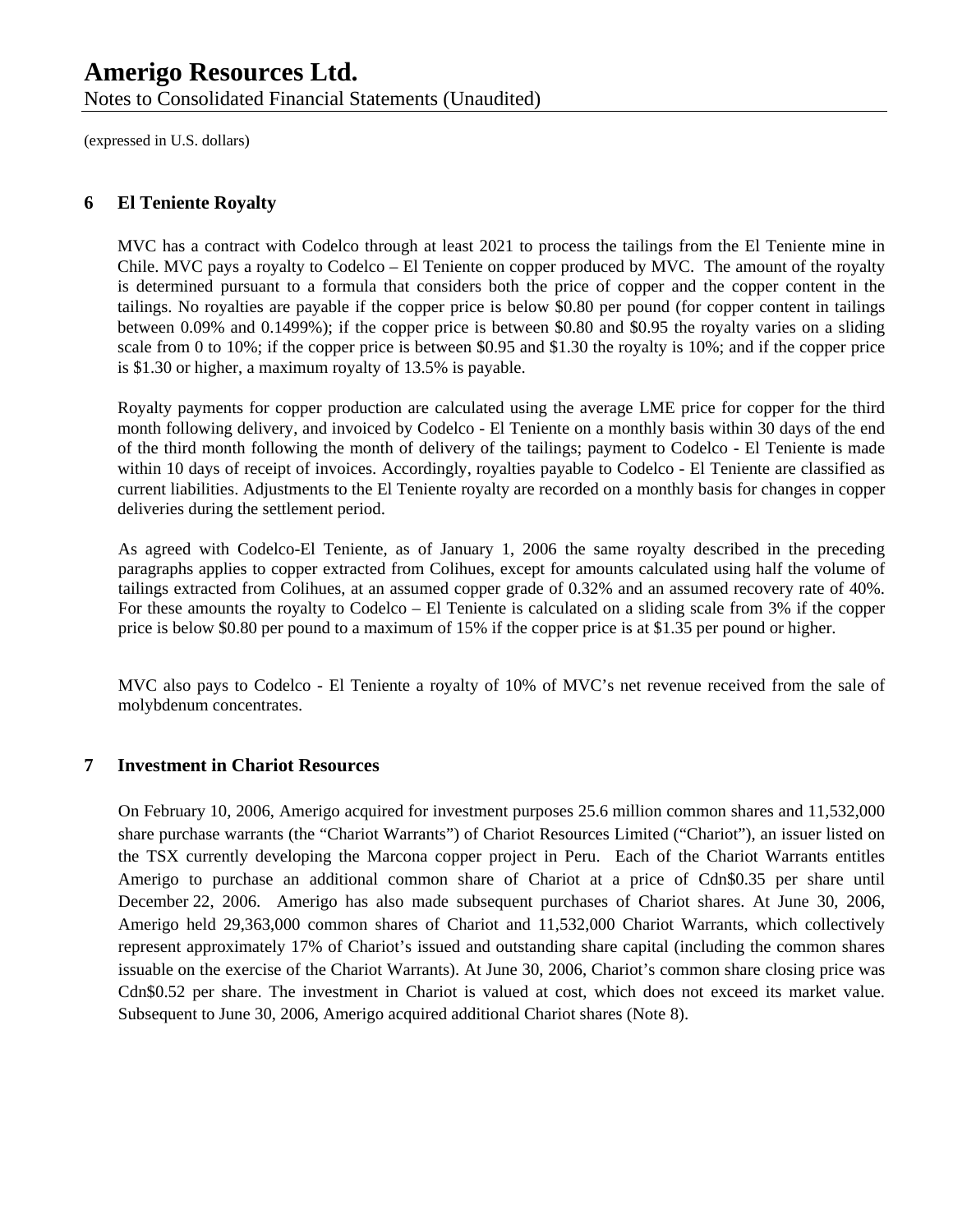# Amerigo Resources Ltd.

Notes to Consolidated Financial Statements (Unaudited)

(expressed in U.S. dollars)

## 6 El Teniente Royalty

MVC has a contract with Codelco through at least 2021 to process the tailings from the El Teniente mine in Chile. MVC pays a royalty to Codelco – El Teniente on copper produced by MVC. The amount of the royalty is determined pursuant to a formula that considers both the price of copper and the copper content in the tailings. No royalties are payable if the copper price is below $0.80 per pound (for copper content in tailings between 0.09% and 0.1499%); if the copper price is between $0.80 and $0.95 the royalty varies on a sliding scale from 0 to 10%; if the copper price is between $0.95 and $1.30 the royalty is 10%; and if the copper price is $1.30 or higher, a maximum royalty of 13.5% is payable.

Royalty payments for copper production are calculated using the average LME price for copper for the third month following delivery, and invoiced by Codelco - El Teniente on a monthly basis within 30 days of the end of the third month following the month of delivery of the tailings; payment to Codelco - El Teniente is made within 10 days of receipt of invoices. Accordingly, royalties payable to Codelco - El Teniente are classified as current liabilities. Adjustments to the El Teniente royalty are recorded on a monthly basis for changes in copper deliveries during the settlement period.

As agreed with Codelco-El Teniente, as of January 1, 2006 the same royalty described in the preceding paragraphs applies to copper extracted from Colihues, except for amounts calculated using half the volume of tailings extracted from Colihues, at an assumed copper grade of 0.32% and an assumed recovery rate of 40%. For these amounts the royalty to Codelco – El Teniente is calculated on a sliding scale from 3% if the copper price is below $0.80 per pound to a maximum of 15% if the copper price is at $1.35 per pound or higher.

MVC also pays to Codelco - El Teniente a royalty of 10% of MVC's net revenue received from the sale of molybdenum concentrates.

## 7 Investment in Chariot Resources

On February 10, 2006, Amerigo acquired for investment purposes 25.6 million common shares and 11,532,000 share purchase warrants (the "Chariot Warrants") of Chariot Resources Limited ("Chariot"), an issuer listed on the TSX currently developing the Marcona copper project in Peru. Each of the Chariot Warrants entitles Amerigo to purchase an additional common share of Chariot at a price of Cdn$0.35 per share until December 22, 2006. Amerigo has also made subsequent purchases of Chariot shares. At June 30, 2006, Amerigo held 29,363,000 common shares of Chariot and 11,532,000 Chariot Warrants, which collectively represent approximately 17% of Chariot's issued and outstanding share capital (including the common shares issuable on the exercise of the Chariot Warrants). At June 30, 2006, Chariot's common share closing price was Cdn$0.52 per share. The investment in Chariot is valued at cost, which does not exceed its market value. Subsequent to June 30, 2006, Amerigo acquired additional Chariot shares (Note 8).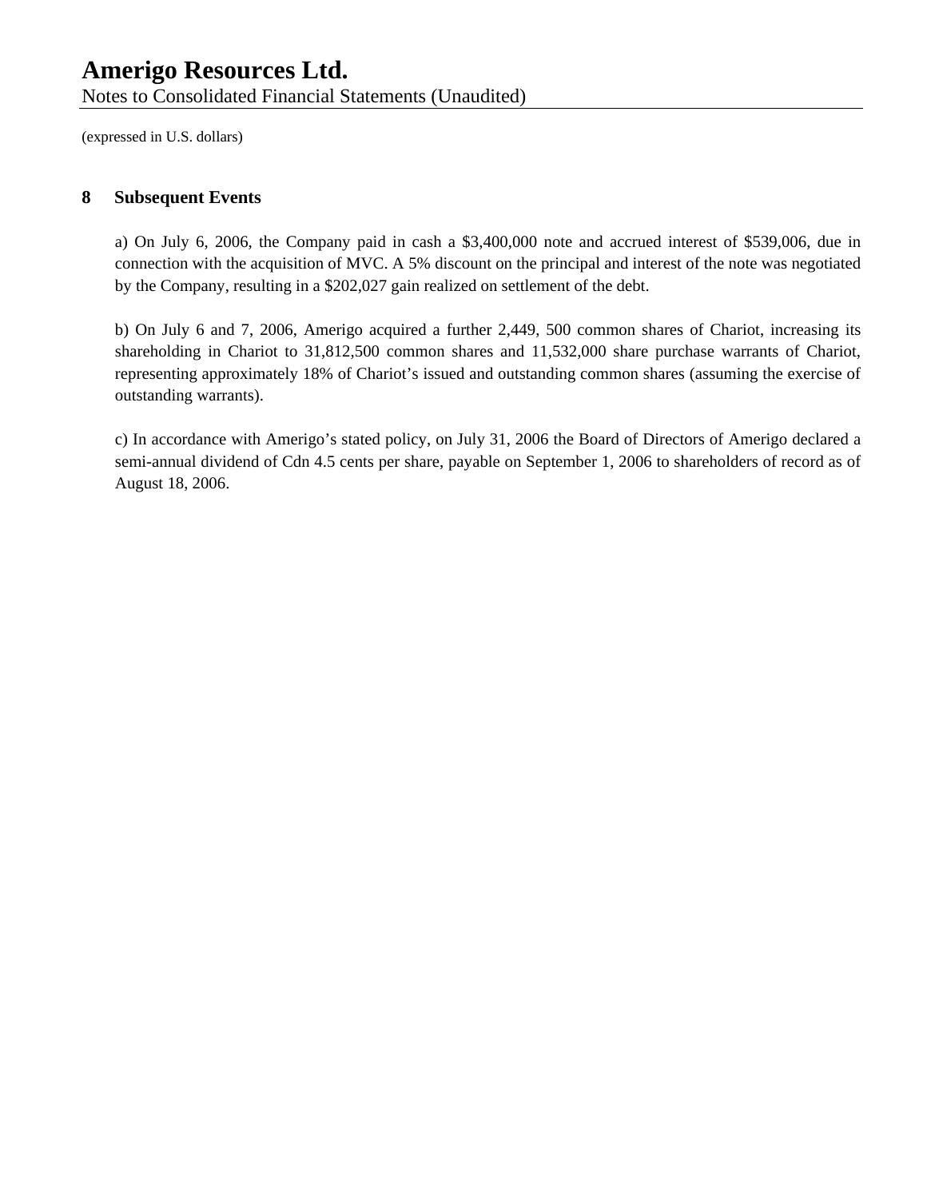# Amerigo Resources Ltd.

Notes to Consolidated Financial Statements (Unaudited)

(expressed in U.S. dollars)

## 8 Subsequent Events

a) On July 6, 2006, the Company paid in cash a $3,400,000 note and accrued interest of $539,006, due in connection with the acquisition of MVC. A 5% discount on the principal and interest of the note was negotiated by the Company, resulting in a $202,027 gain realized on settlement of the debt.

b) On July 6 and 7, 2006, Amerigo acquired a further 2,449, 500 common shares of Chariot, increasing its shareholding in Chariot to 31,812,500 common shares and 11,532,000 share purchase warrants of Chariot, representing approximately 18% of Chariot's issued and outstanding common shares (assuming the exercise of outstanding warrants).

c) In accordance with Amerigo's stated policy, on July 31, 2006 the Board of Directors of Amerigo declared a semi-annual dividend of Cdn 4.5 cents per share, payable on September 1, 2006 to shareholders of record as of August 18, 2006.